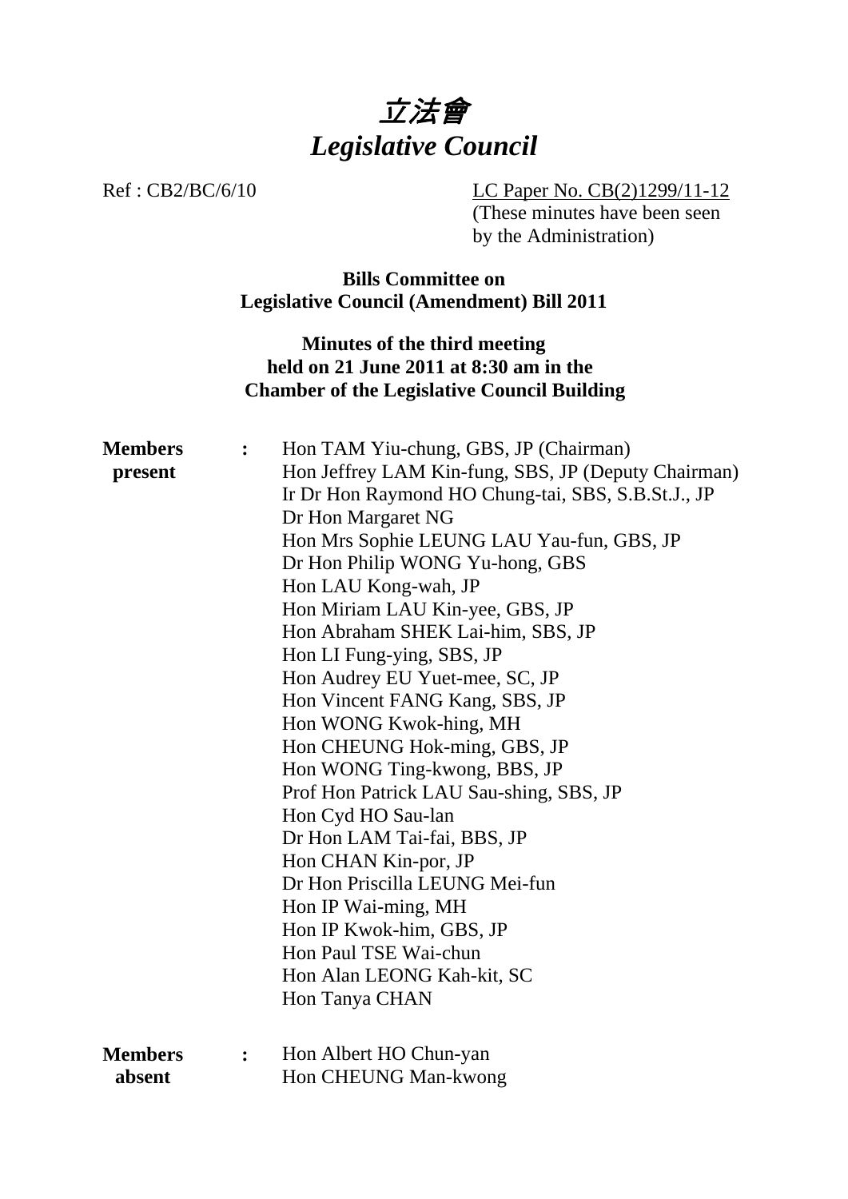# *立法會*
# *Legislative Council*

Ref : CB2/BC/6/10

LC Paper No. CB(2)1299/11-12
(These minutes have been seen by the Administration)

**Bills Committee on**
**Legislative Council (Amendment) Bill 2011**

**Minutes of the third meeting**
**held on 21 June 2011 at 8:30 am in the**
**Chamber of the Legislative Council Building**

**Members present** :

Hon TAM Yiu-chung, GBS, JP (Chairman)
Hon Jeffrey LAM Kin-fung, SBS, JP (Deputy Chairman)
Ir Dr Hon Raymond HO Chung-tai, SBS, S.B.St.J., JP
Dr Hon Margaret NG
Hon Mrs Sophie LEUNG LAU Yau-fun, GBS, JP
Dr Hon Philip WONG Yu-hong, GBS
Hon LAU Kong-wah, JP
Hon Miriam LAU Kin-yee, GBS, JP
Hon Abraham SHEK Lai-him, SBS, JP
Hon LI Fung-ying, SBS, JP
Hon Audrey EU Yuet-mee, SC, JP
Hon Vincent FANG Kang, SBS, JP
Hon WONG Kwok-hing, MH
Hon CHEUNG Hok-ming, GBS, JP
Hon WONG Ting-kwong, BBS, JP
Prof Hon Patrick LAU Sau-shing, SBS, JP
Hon Cyd HO Sau-lan
Dr Hon LAM Tai-fai, BBS, JP
Hon CHAN Kin-por, JP
Dr Hon Priscilla LEUNG Mei-fun
Hon IP Wai-ming, MH
Hon IP Kwok-him, GBS, JP
Hon Paul TSE Wai-chun
Hon Alan LEONG Kah-kit, SC
Hon Tanya CHAN

**Members absent** :

Hon Albert HO Chun-yan
Hon CHEUNG Man-kwong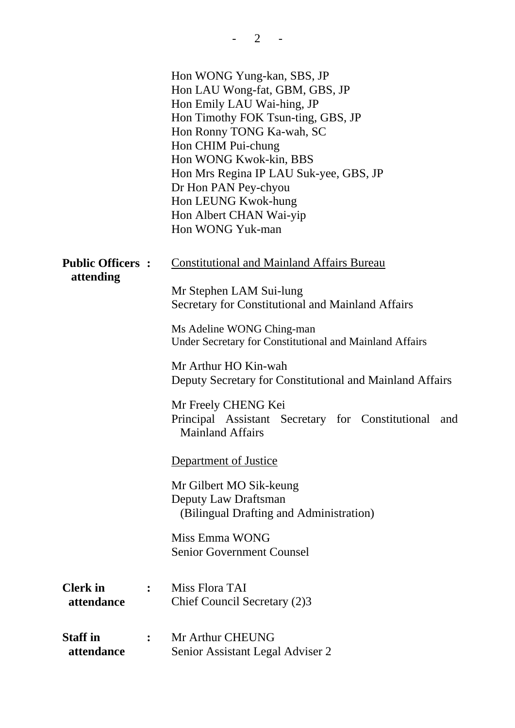Hon WONG Yung-kan, SBS, JP
Hon LAU Wong-fat, GBM, GBS, JP
Hon Emily LAU Wai-hing, JP
Hon Timothy FOK Tsun-ting, GBS, JP
Hon Ronny TONG Ka-wah, SC
Hon CHIM Pui-chung
Hon WONG Kwok-kin, BBS
Hon Mrs Regina IP LAU Suk-yee, GBS, JP
Dr Hon PAN Pey-chyou
Hon LEUNG Kwok-hung
Hon Albert CHAN Wai-yip
Hon WONG Yuk-man

**Public Officers attending :**

Constitutional and Mainland Affairs Bureau

Mr Stephen LAM Sui-lung
Secretary for Constitutional and Mainland Affairs

Ms Adeline WONG Ching-man
Under Secretary for Constitutional and Mainland Affairs

Mr Arthur HO Kin-wah
Deputy Secretary for Constitutional and Mainland Affairs

Mr Freely CHENG Kei
Principal Assistant Secretary for Constitutional and Mainland Affairs

Department of Justice

Mr Gilbert MO Sik-keung
Deputy Law Draftsman
(Bilingual Drafting and Administration)

Miss Emma WONG
Senior Government Counsel

**Clerk in attendance :** Miss Flora TAI
Chief Council Secretary (2)3

**Staff in attendance :** Mr Arthur CHEUNG
Senior Assistant Legal Adviser 2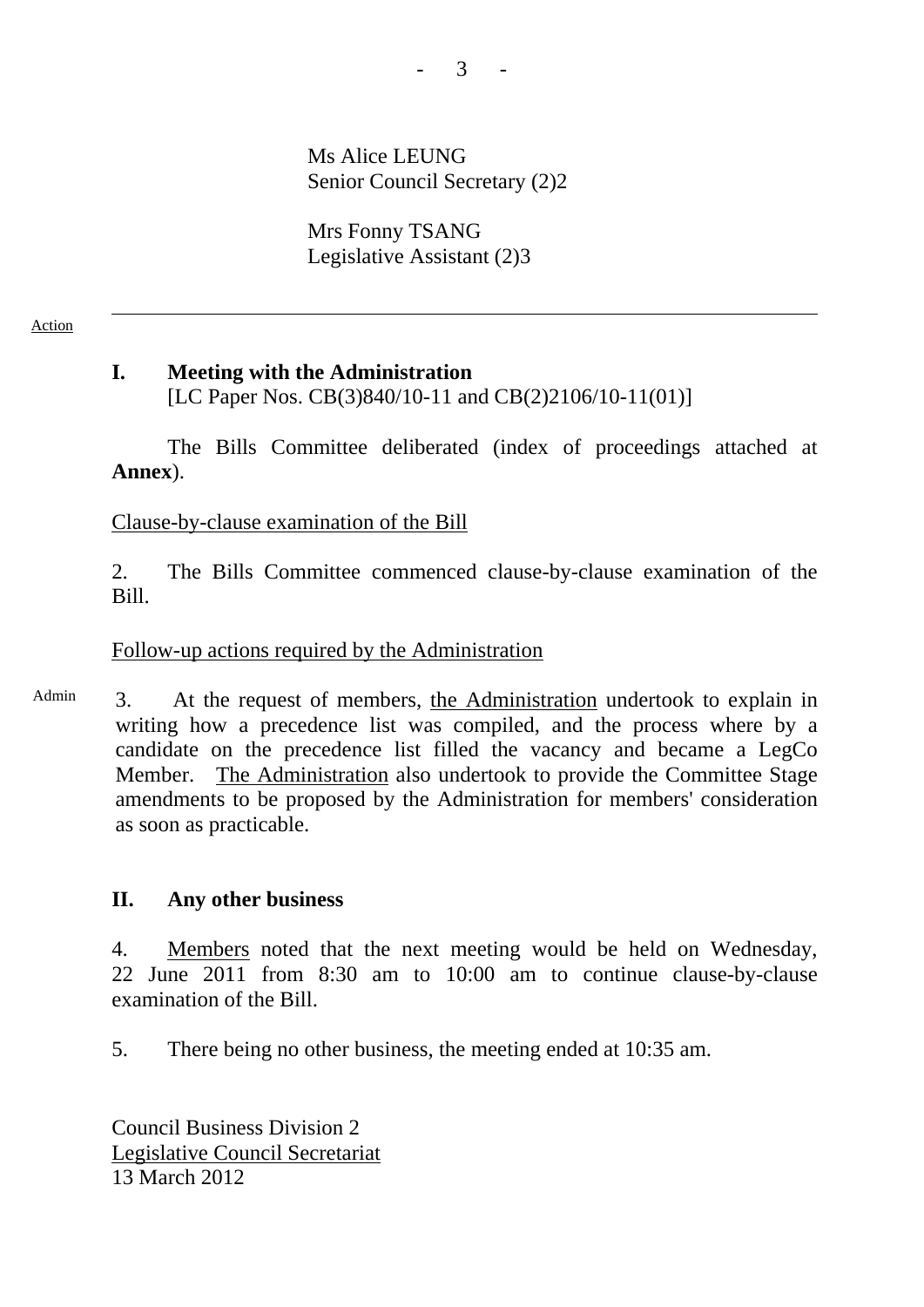Ms Alice LEUNG
Senior Council Secretary (2)2

Mrs Fonny TSANG
Legislative Assistant (2)3

---

Action

## I. Meeting with the Administration

[LC Paper Nos. CB(3)840/10-11 and CB(2)2106/10-11(01)]

The Bills Committee deliberated (index of proceedings attached at **Annex**).

Clause-by-clause examination of the Bill

2. The Bills Committee commenced clause-by-clause examination of the Bill.

Follow-up actions required by the Administration

Admin

3. At the request of members, the Administration undertook to explain in writing how a precedence list was compiled, and the process where by a candidate on the precedence list filled the vacancy and became a LegCo Member. The Administration also undertook to provide the Committee Stage amendments to be proposed by the Administration for members' consideration as soon as practicable.

## II. Any other business

4. Members noted that the next meeting would be held on Wednesday, 22 June 2011 from 8:30 am to 10:00 am to continue clause-by-clause examination of the Bill.

5. There being no other business, the meeting ended at 10:35 am.

Council Business Division 2
Legislative Council Secretariat
13 March 2012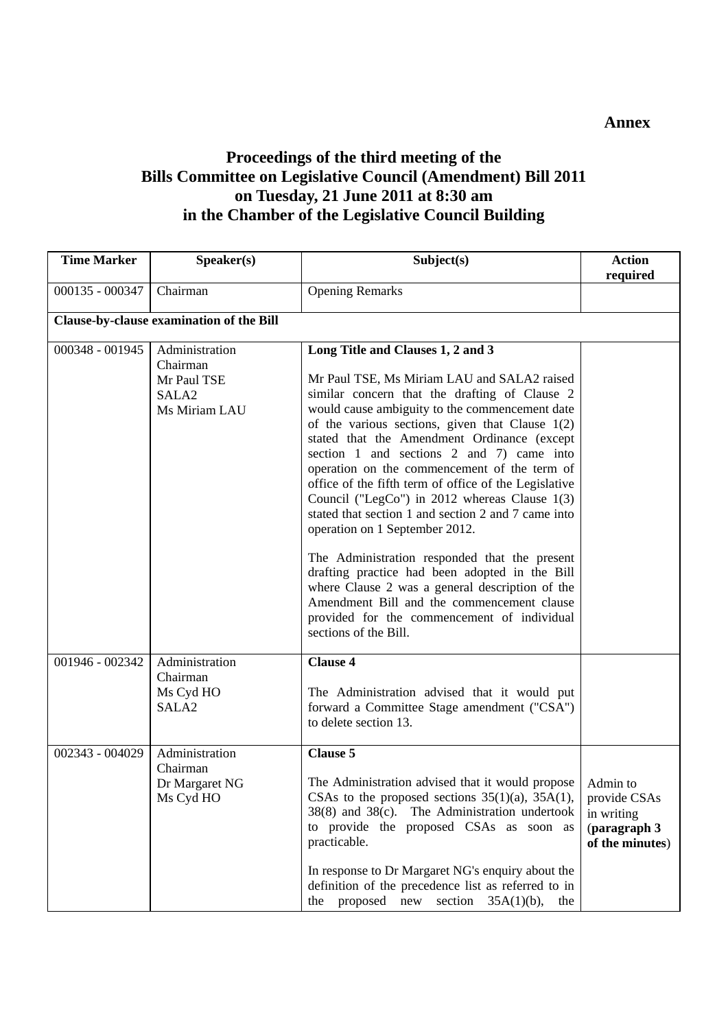**Annex**

# Proceedings of the third meeting of the Bills Committee on Legislative Council (Amendment) Bill 2011 on Tuesday, 21 June 2011 at 8:30 am in the Chamber of the Legislative Council Building

| Time Marker | Speaker(s) | Subject(s) | Action required |
|---|---|---|---|
| 000135 - 000347 | Chairman | Opening Remarks | |
| **Clause-by-clause examination of the Bill** | | | |
| 000348 - 001945 | Administration<br>Chairman<br>Mr Paul TSE<br>SALA2<br>Ms Miriam LAU | **Long Title and Clauses 1, 2 and 3**<br><br>Mr Paul TSE, Ms Miriam LAU and SALA2 raised similar concern that the drafting of Clause 2 would cause ambiguity to the commencement date of the various sections, given that Clause 1(2) stated that the Amendment Ordinance (except section 1 and sections 2 and 7) came into operation on the commencement of the term of office of the fifth term of office of the Legislative Council ("LegCo") in 2012 whereas Clause 1(3) stated that section 1 and section 2 and 7 came into operation on 1 September 2012.<br><br>The Administration responded that the present drafting practice had been adopted in the Bill where Clause 2 was a general description of the Amendment Bill and the commencement clause provided for the commencement of individual sections of the Bill. | |
| 001946 - 002342 | Administration<br>Chairman<br>Ms Cyd HO<br>SALA2 | **Clause 4**<br><br>The Administration advised that it would put forward a Committee Stage amendment ("CSA") to delete section 13. | |
| 002343 - 004029 | Administration<br>Chairman<br>Dr Margaret NG<br>Ms Cyd HO | **Clause 5**<br><br>The Administration advised that it would propose CSAs to the proposed sections 35(1)(a), 35A(1), 38(8) and 38(c). The Administration undertook to provide the proposed CSAs as soon as practicable.<br><br>In response to Dr Margaret NG's enquiry about the definition of the precedence list as referred to in the proposed new section 35A(1)(b), the | Admin to provide CSAs in writing (**paragraph 3 of the minutes**) |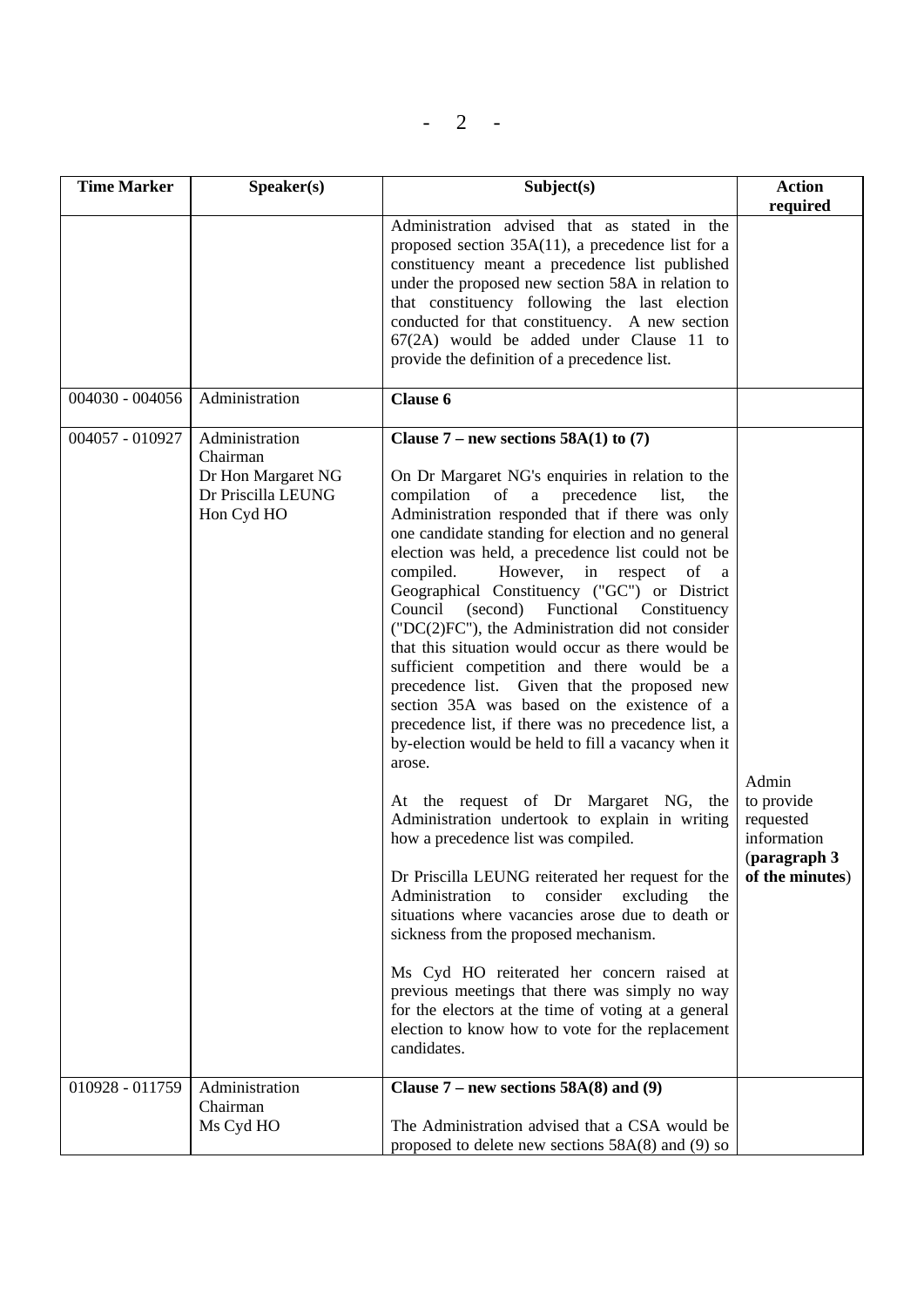| Time Marker | Speaker(s) | Subject(s) | Action required |
|---|---|---|---|
| | | Administration advised that as stated in the proposed section 35A(11), a precedence list for a constituency meant a precedence list published under the proposed new section 58A in relation to that constituency following the last election conducted for that constituency. A new section 67(2A) would be added under Clause 11 to provide the definition of a precedence list. | |
| 004030 - 004056 | Administration | **Clause 6** | |
| 004057 - 010927 | Administration<br>Chairman<br>Dr Hon Margaret NG<br>Dr Priscilla LEUNG<br>Hon Cyd HO | **Clause 7 – new sections 58A(1) to (7)**<br><br>On Dr Margaret NG's enquiries in relation to the compilation of a precedence list, the Administration responded that if there was only one candidate standing for election and no general election was held, a precedence list could not be compiled. However, in respect of a Geographical Constituency ("GC") or District Council (second) Functional Constituency ("DC(2)FC"), the Administration did not consider that this situation would occur as there would be sufficient competition and there would be a precedence list. Given that the proposed new section 35A was based on the existence of a precedence list, if there was no precedence list, a by-election would be held to fill a vacancy when it arose.<br><br>At the request of Dr Margaret NG, the Administration undertook to explain in writing how a precedence list was compiled.<br><br>Dr Priscilla LEUNG reiterated her request for the Administration to consider excluding the situations where vacancies arose due to death or sickness from the proposed mechanism.<br><br>Ms Cyd HO reiterated her concern raised at previous meetings that there was simply no way for the electors at the time of voting at a general election to know how to vote for the replacement candidates. | Admin to provide requested information (**paragraph 3 of the minutes**) |
| 010928 - 011759 | Administration<br>Chairman<br>Ms Cyd HO | **Clause 7 – new sections 58A(8) and (9)**<br><br>The Administration advised that a CSA would be proposed to delete new sections 58A(8) and (9) so | |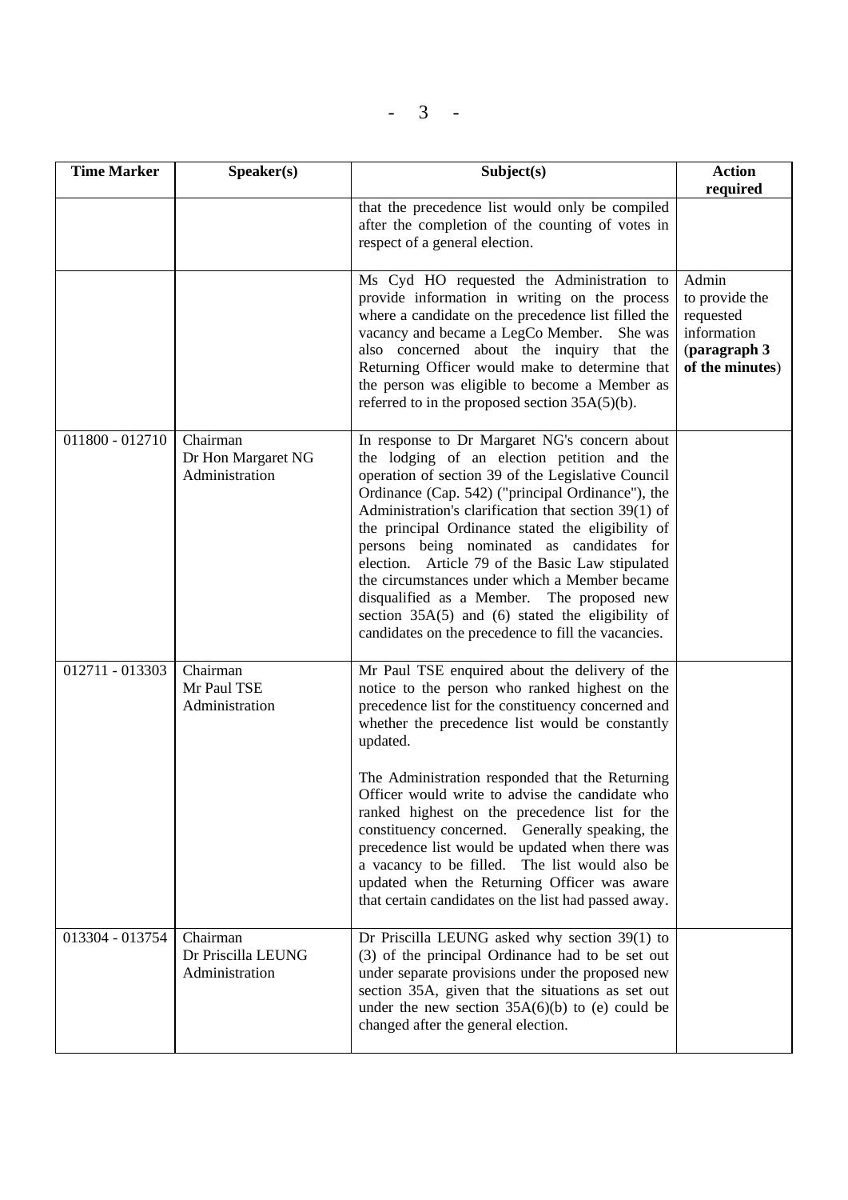| Time Marker | Speaker(s) | Subject(s) | Action required |
|---|---|---|---|
| | | that the precedence list would only be compiled after the completion of the counting of votes in respect of a general election. | |
| | | Ms Cyd HO requested the Administration to provide information in writing on the process where a candidate on the precedence list filled the vacancy and became a LegCo Member. She was also concerned about the inquiry that the Returning Officer would make to determine that the person was eligible to become a Member as referred to in the proposed section 35A(5)(b). | Admin to provide the requested information (**paragraph 3 of the minutes**) |
| 011800 - 012710 | Chairman<br>Dr Hon Margaret NG<br>Administration | In response to Dr Margaret NG's concern about the lodging of an election petition and the operation of section 39 of the Legislative Council Ordinance (Cap. 542) ("principal Ordinance"), the Administration's clarification that section 39(1) of the principal Ordinance stated the eligibility of persons being nominated as candidates for election. Article 79 of the Basic Law stipulated the circumstances under which a Member became disqualified as a Member. The proposed new section 35A(5) and (6) stated the eligibility of candidates on the precedence to fill the vacancies. | |
| 012711 - 013303 | Chairman<br>Mr Paul TSE<br>Administration | Mr Paul TSE enquired about the delivery of the notice to the person who ranked highest on the precedence list for the constituency concerned and whether the precedence list would be constantly updated.<br><br>The Administration responded that the Returning Officer would write to advise the candidate who ranked highest on the precedence list for the constituency concerned. Generally speaking, the precedence list would be updated when there was a vacancy to be filled. The list would also be updated when the Returning Officer was aware that certain candidates on the list had passed away. | |
| 013304 - 013754 | Chairman<br>Dr Priscilla LEUNG<br>Administration | Dr Priscilla LEUNG asked why section 39(1) to (3) of the principal Ordinance had to be set out under separate provisions under the proposed new section 35A, given that the situations as set out under the new section 35A(6)(b) to (e) could be changed after the general election. | |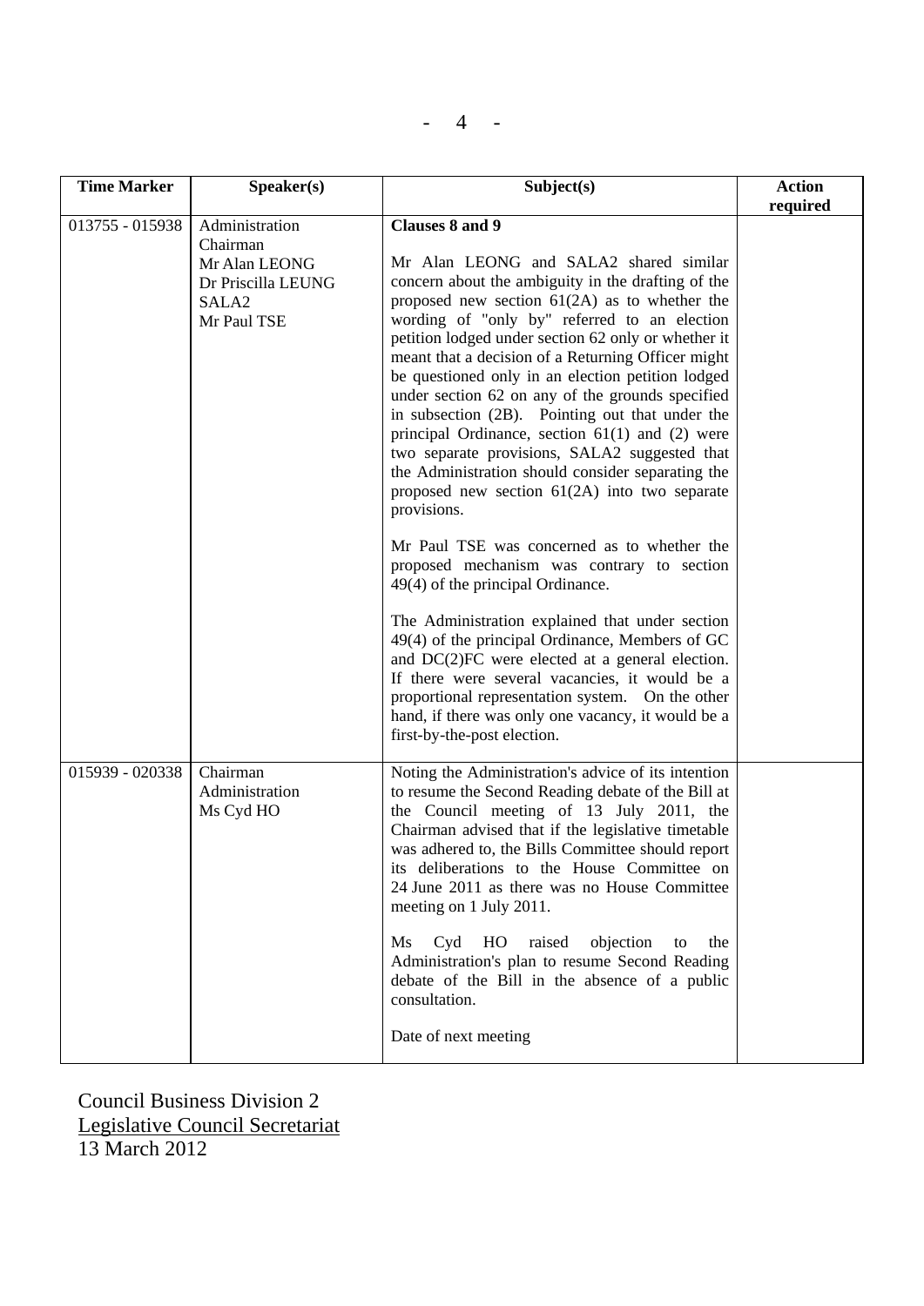| Time Marker | Speaker(s) | Subject(s) | Action required |
|---|---|---|---|
| 013755 - 015938 | Administration<br>Chairman<br>Mr Alan LEONG<br>Dr Priscilla LEUNG<br>SALA2<br>Mr Paul TSE | **Clauses 8 and 9**<br><br>Mr Alan LEONG and SALA2 shared similar concern about the ambiguity in the drafting of the proposed new section 61(2A) as to whether the wording of "only by" referred to an election petition lodged under section 62 only or whether it meant that a decision of a Returning Officer might be questioned only in an election petition lodged under section 62 on any of the grounds specified in subsection (2B). Pointing out that under the principal Ordinance, section 61(1) and (2) were two separate provisions, SALA2 suggested that the Administration should consider separating the proposed new section 61(2A) into two separate provisions.<br><br>Mr Paul TSE was concerned as to whether the proposed mechanism was contrary to section 49(4) of the principal Ordinance.<br><br>The Administration explained that under section 49(4) of the principal Ordinance, Members of GC and DC(2)FC were elected at a general election. If there were several vacancies, it would be a proportional representation system. On the other hand, if there was only one vacancy, it would be a first-by-the-post election. | |
| 015939 - 020338 | Chairman<br>Administration<br>Ms Cyd HO | Noting the Administration's advice of its intention to resume the Second Reading debate of the Bill at the Council meeting of 13 July 2011, the Chairman advised that if the legislative timetable was adhered to, the Bills Committee should report its deliberations to the House Committee on 24 June 2011 as there was no House Committee meeting on 1 July 2011.<br><br>Ms Cyd HO raised objection to the Administration's plan to resume Second Reading debate of the Bill in the absence of a public consultation.<br><br>Date of next meeting | |

Council Business Division 2
Legislative Council Secretariat
13 March 2012